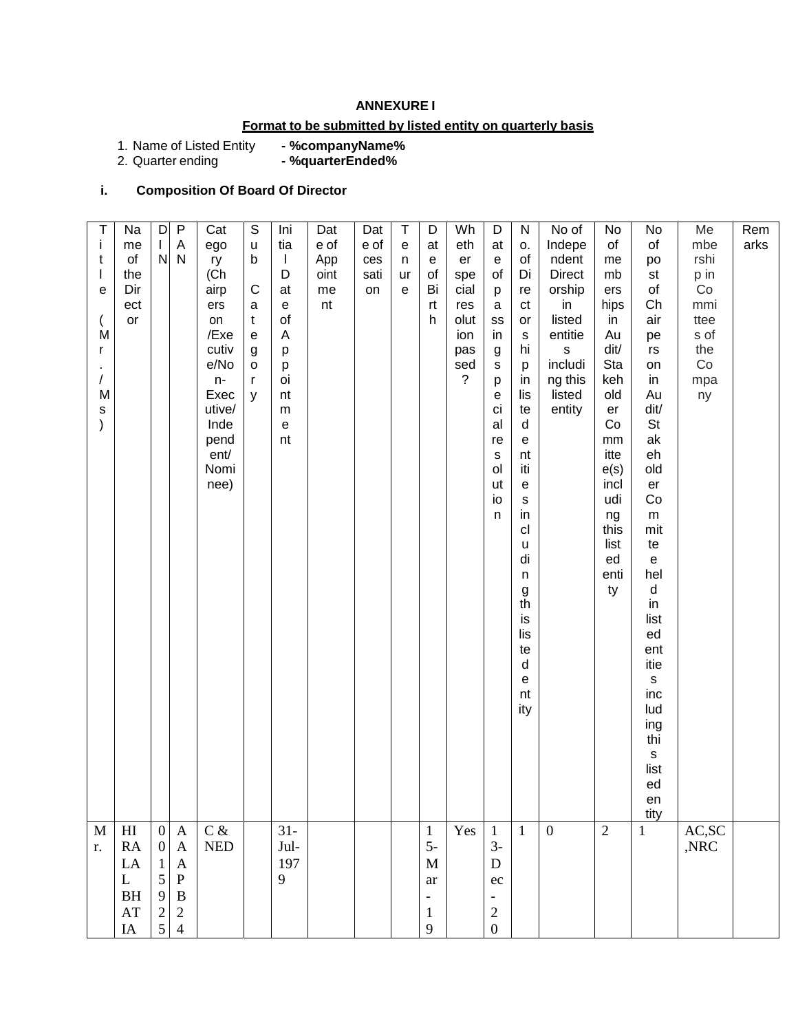**ANNEXURE I**

**Format to be submitted by listed entity on quarterly basis**

1. Name of Listed Entity **- %companyName%**
2. Quarter ending **- %quarterEnded%**

### i. Composition Of Board Of Director

| Title (Mr./Ms) | Name of the Director | DIN | PAN | Category (Chairpersons /Executive/Non-Executive/Independent/Nominee) | Sub Category | Initial Date of Appointment | Date of Appointment | Date of cessation | Tenure | Date of Birth | Whether special resolution passed? | Date of passing special resolution | No. of Directorship in listed entities including this listed entity | No of Independent Directorship in listed entities including this listed entity | No of memberships in Audit/Stakeholder Committee(s) including this listed entity | No of post of Chairperson in Audit/Stakeholder Committee held in listed entities including this listed entity | Membership in Committees of the Company | Remarks |
|---|---|---|---|---|---|---|---|---|---|---|---|---|---|---|---|---|---|---|
| Mr. | HIRALAL BHATIA | 0015925 | AAAPB24 | C & NED | | 31-Jul-1979 | | | | 15-Mar-19 | Yes | 13-Dec-20 | 1 | 0 | 2 | 1 | AC,SC,NRC | |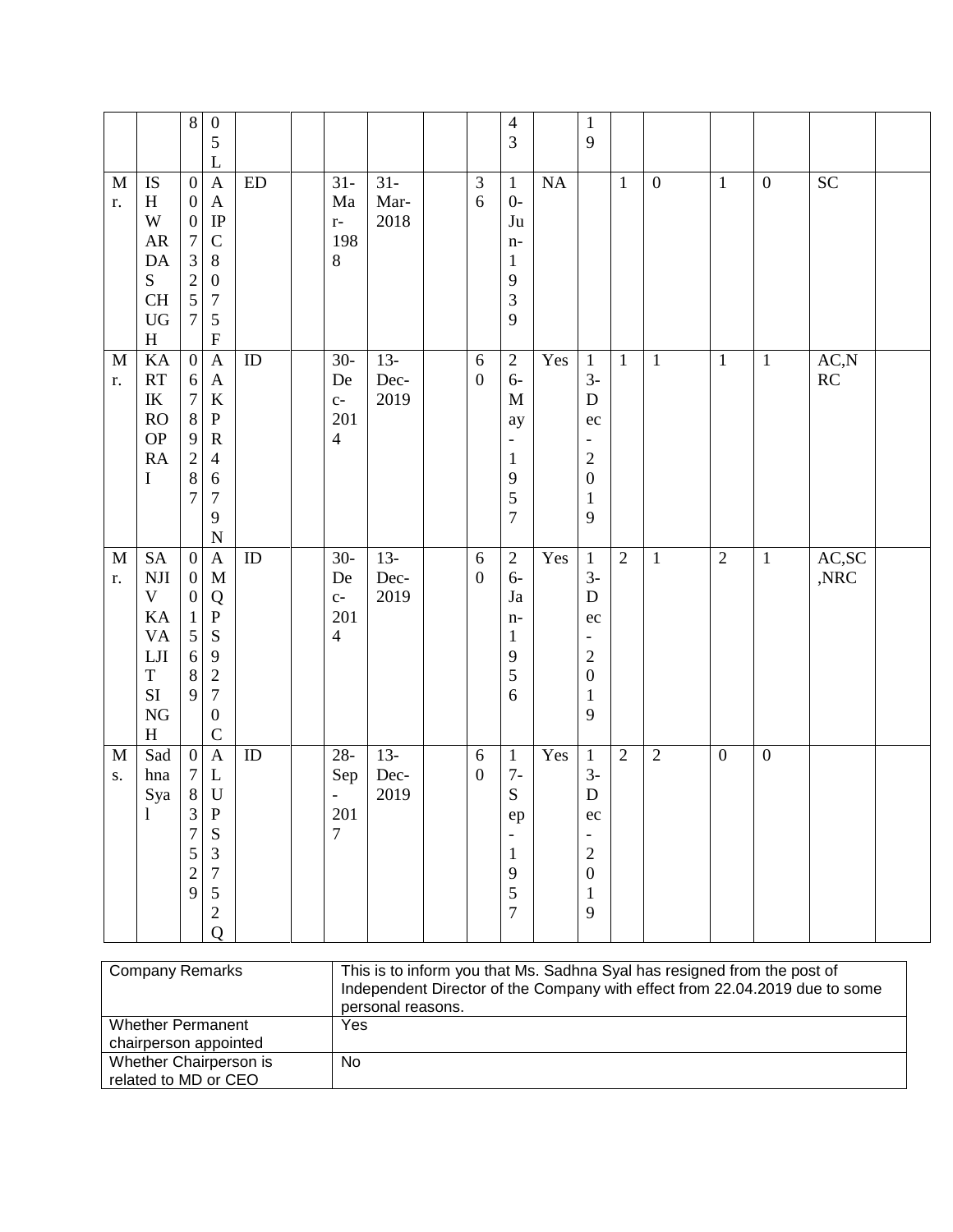| | | | | | | | | | | | | | | | | | | |
|---|---|---|---|---|---|---|---|---|---|---|---|---|---|---|---|---|---|---|
| | | 8 | 05L | | | | | | | 43 | | 19 | | | | | | |
| Mr. | ISHWARDAS CHUGH | 00073257 | AAIPC8075F | ED | | 31-Mar-1988 | 31-Mar-2018 | | 36 | 10-Jun-1939 | NA | | 1 | 0 | 1 | 0 | SC | |
| Mr. | KARTIK ROOPRAI | 06789287 | AAKPR4679N | ID | | 30-Dec-2014 | 13-Dec-2019 | | 60 | 26-May-1957 | Yes | 13-Dec-2019 | 1 | 1 | 1 | 1 | AC,NRC | |
| Mr. | SANJIV KAVALJIT SINGH | 00015689 | AMQPS9270C | ID | | 30-Dec-2014 | 13-Dec-2019 | | 60 | 26-Jan-1956 | Yes | 13-Dec-2019 | 2 | 1 | 2 | 1 | AC,SC,NRC | |
| Ms. | Sadhna Syal | 07837529 | ALUPS3752Q | ID | | 28-Sep-2017 | 13-Dec-2019 | | 60 | 17-Sep-1957 | Yes | 13-Dec-2019 | 2 | 2 | 0 | 0 | | |

| | |
|---|---|
| Company Remarks | This is to inform you that Ms. Sadhna Syal has resigned from the post of Independent Director of the Company with effect from 22.04.2019 due to some personal reasons. |
| Whether Permanent chairperson appointed | Yes |
| Whether Chairperson is related to MD or CEO | No |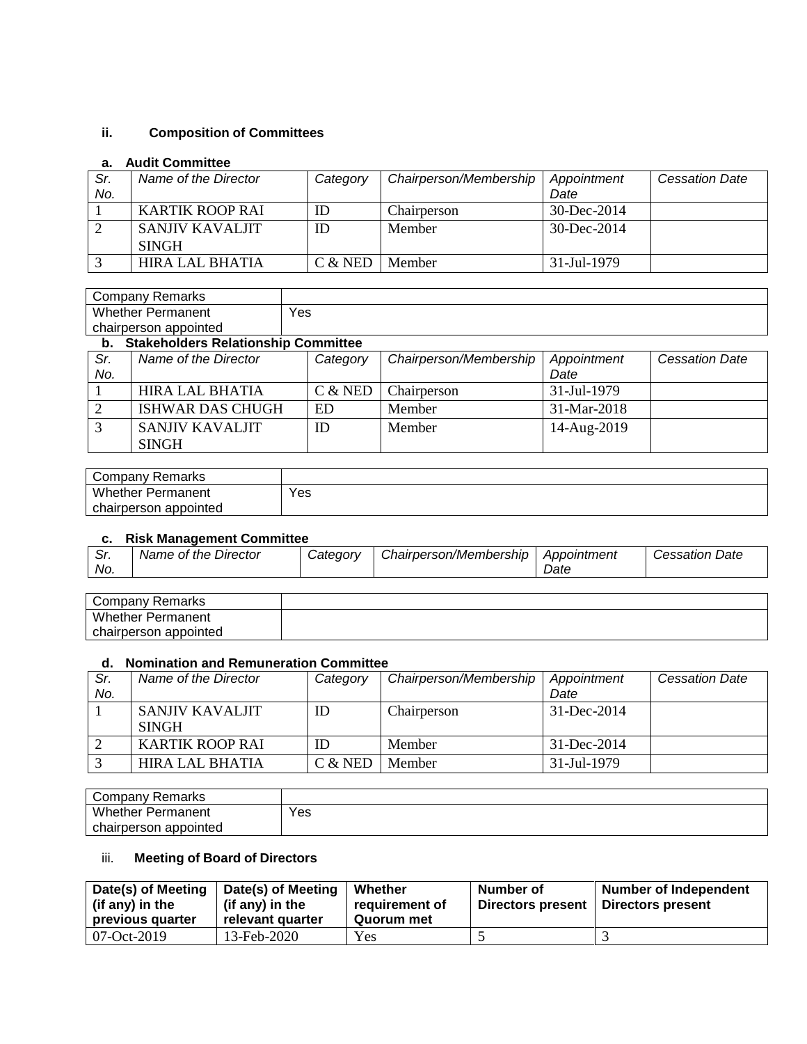### ii. Composition of Committees

#### a. Audit Committee

| *Sr. No.* | *Name of the Director* | *Category* | *Chairperson/Membership* | *Appointment Date* | *Cessation Date* |
|---|---|---|---|---|---|
| 1 | KARTIK ROOP RAI | ID | Chairperson | 30-Dec-2014 | |
| 2 | SANJIV KAVALJIT SINGH | ID | Member | 30-Dec-2014 | |
| 3 | HIRA LAL BHATIA | C & NED | Member | 31-Jul-1979 | |

| | |
|---|---|
| Company Remarks | |
| Whether Permanent chairperson appointed | Yes |

#### b. Stakeholders Relationship Committee

| *Sr. No.* | *Name of the Director* | *Category* | *Chairperson/Membership* | *Appointment Date* | *Cessation Date* |
|---|---|---|---|---|---|
| 1 | HIRA LAL BHATIA | C & NED | Chairperson | 31-Jul-1979 | |
| 2 | ISHWAR DAS CHUGH | ED | Member | 31-Mar-2018 | |
| 3 | SANJIV KAVALJIT SINGH | ID | Member | 14-Aug-2019 | |

| | |
|---|---|
| Company Remarks | |
| Whether Permanent chairperson appointed | Yes |

#### c. Risk Management Committee

| *Sr. No.* | *Name of the Director* | *Category* | *Chairperson/Membership* | *Appointment Date* | *Cessation Date* |
|---|---|---|---|---|---|

| | |
|---|---|
| Company Remarks | |
| Whether Permanent chairperson appointed | |

#### d. Nomination and Remuneration Committee

| *Sr. No.* | *Name of the Director* | *Category* | *Chairperson/Membership* | *Appointment Date* | *Cessation Date* |
|---|---|---|---|---|---|
| 1 | SANJIV KAVALJIT SINGH | ID | Chairperson | 31-Dec-2014 | |
| 2 | KARTIK ROOP RAI | ID | Member | 31-Dec-2014 | |
| 3 | HIRA LAL BHATIA | C & NED | Member | 31-Jul-1979 | |

| | |
|---|---|
| Company Remarks | |
| Whether Permanent chairperson appointed | Yes |

### iii. Meeting of Board of Directors

| **Date(s) of Meeting (if any) in the previous quarter** | **Date(s) of Meeting (if any) in the relevant quarter** | **Whether requirement of Quorum met** | **Number of Directors present** | **Number of Independent Directors present** |
|---|---|---|---|---|
| 07-Oct-2019 | 13-Feb-2020 | Yes | 5 | 3 |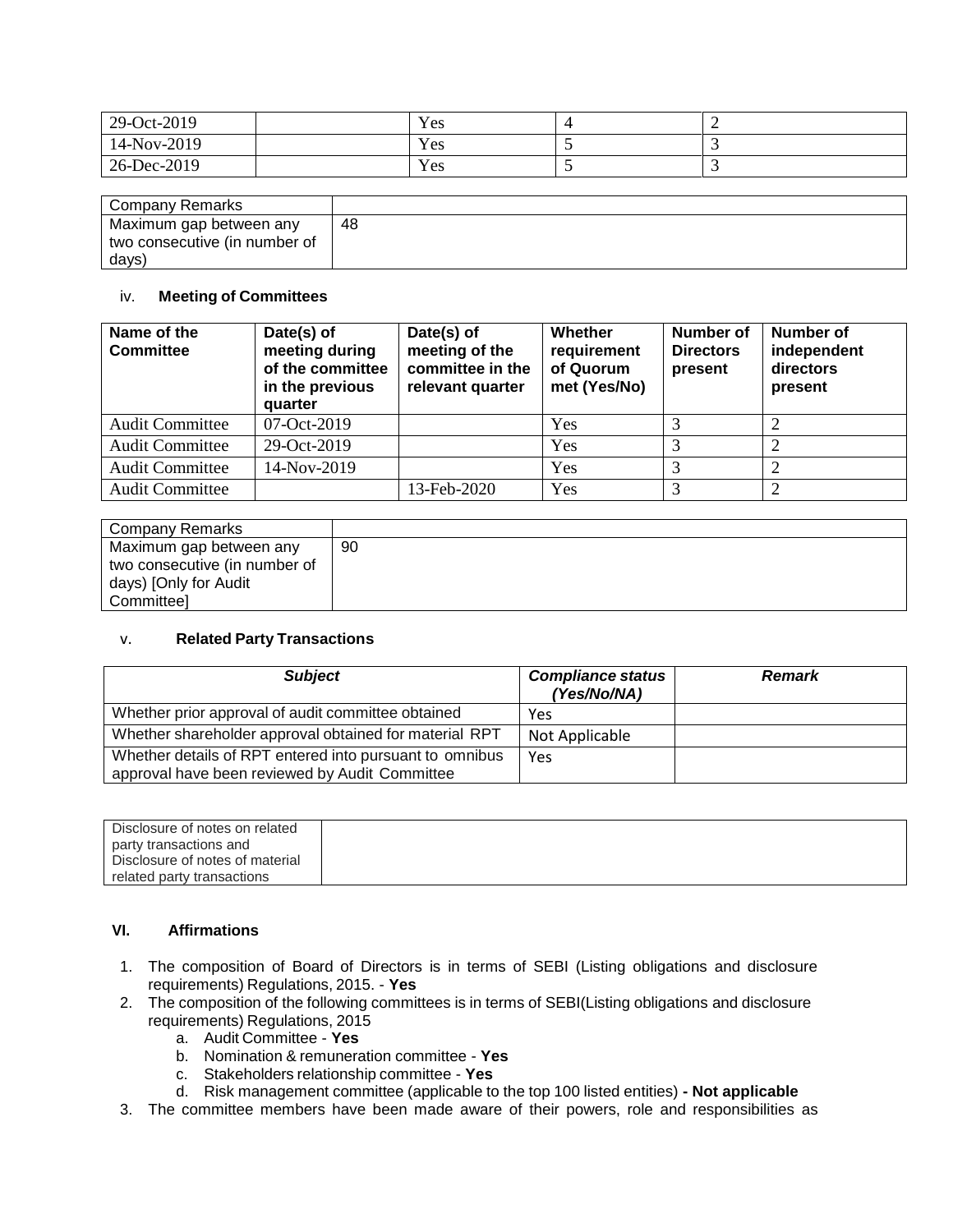| | | | | |
|---|---|---|---|---|
| 29-Oct-2019 | | Yes | 4 | 2 |
| 14-Nov-2019 | | Yes | 5 | 3 |
| 26-Dec-2019 | | Yes | 5 | 3 |

| Company Remarks | |
|---|---|
| Maximum gap between any two consecutive (in number of days) | 48 |

### iv. Meeting of Committees

| Name of the Committee | Date(s) of meeting during of the committee in the previous quarter | Date(s) of meeting of the committee in the relevant quarter | Whether requirement of Quorum met (Yes/No) | Number of Directors present | Number of independent directors present |
|---|---|---|---|---|---|
| Audit Committee | 07-Oct-2019 | | Yes | 3 | 2 |
| Audit Committee | 29-Oct-2019 | | Yes | 3 | 2 |
| Audit Committee | 14-Nov-2019 | | Yes | 3 | 2 |
| Audit Committee | | 13-Feb-2020 | Yes | 3 | 2 |

| Company Remarks | |
|---|---|
| Maximum gap between any two consecutive (in number of days) [Only for Audit Committee] | 90 |

### v. Related Party Transactions

| ***Subject*** | ***Compliance status (Yes/No/NA)*** | ***Remark*** |
|---|---|---|
| Whether prior approval of audit committee obtained | Yes | |
| Whether shareholder approval obtained for material RPT | Not Applicable | |
| Whether details of RPT entered into pursuant to omnibus approval have been reviewed by Audit Committee | Yes | |

| | |
|---|---|
| Disclosure of notes on related party transactions and Disclosure of notes of material related party transactions | |

### VI. Affirmations

1. The composition of Board of Directors is in terms of SEBI (Listing obligations and disclosure requirements) Regulations, 2015. - **Yes**
2. The composition of the following committees is in terms of SEBI(Listing obligations and disclosure requirements) Regulations, 2015
   a. Audit Committee - **Yes**
   b. Nomination & remuneration committee - **Yes**
   c. Stakeholders relationship committee - **Yes**
   d. Risk management committee (applicable to the top 100 listed entities) **- Not applicable**
3. The committee members have been made aware of their powers, role and responsibilities as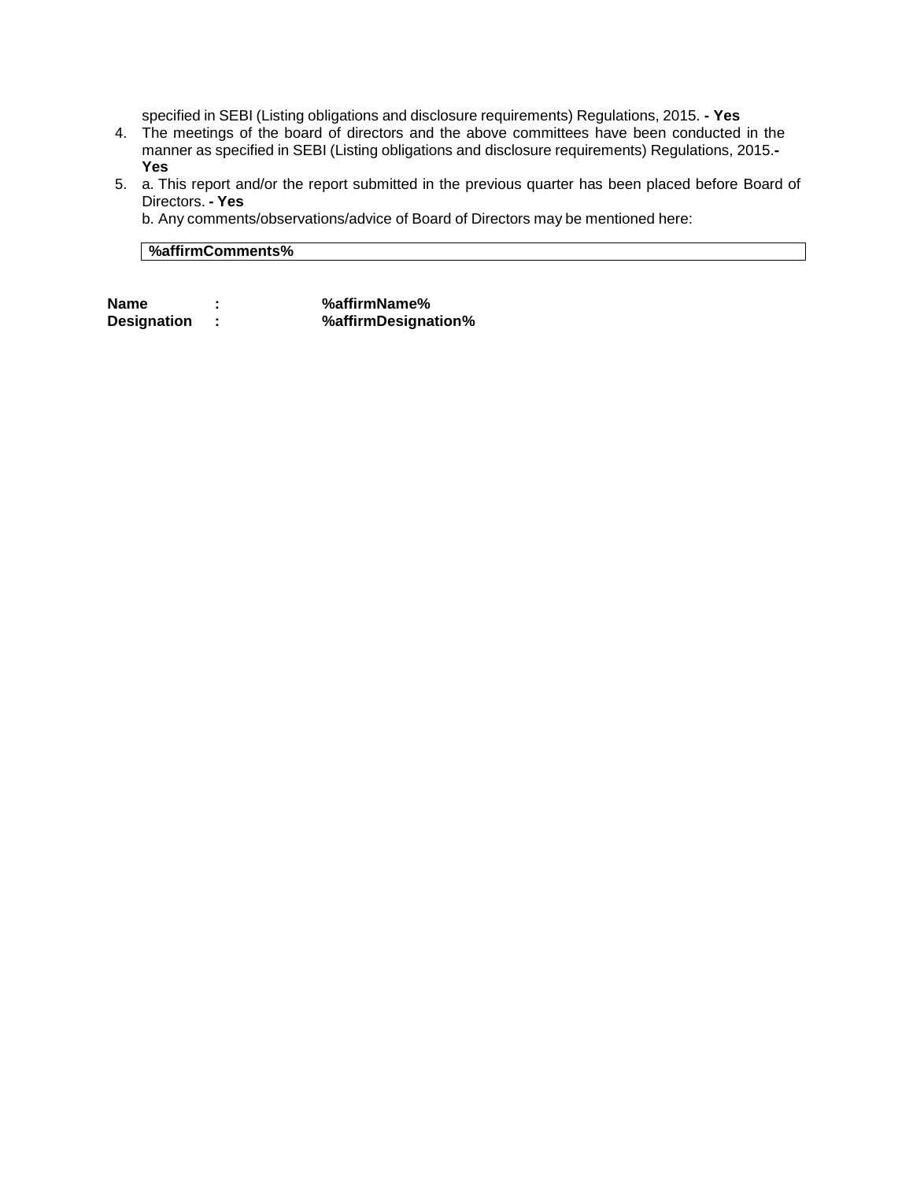specified in SEBI (Listing obligations and disclosure requirements) Regulations, 2015. **- Yes**

4. The meetings of the board of directors and the above committees have been conducted in the manner as specified in SEBI (Listing obligations and disclosure requirements) Regulations, 2015.**- Yes**
5. a. This report and/or the report submitted in the previous quarter has been placed before Board of Directors. **- Yes**

   b. Any comments/observations/advice of Board of Directors may be mentioned here:

| |
|---|
| **%affirmComments%** |

| | | |
|---|---|---|
| **Name** | **:** | **%affirmName%** |
| **Designation** | **:** | **%affirmDesignation%** |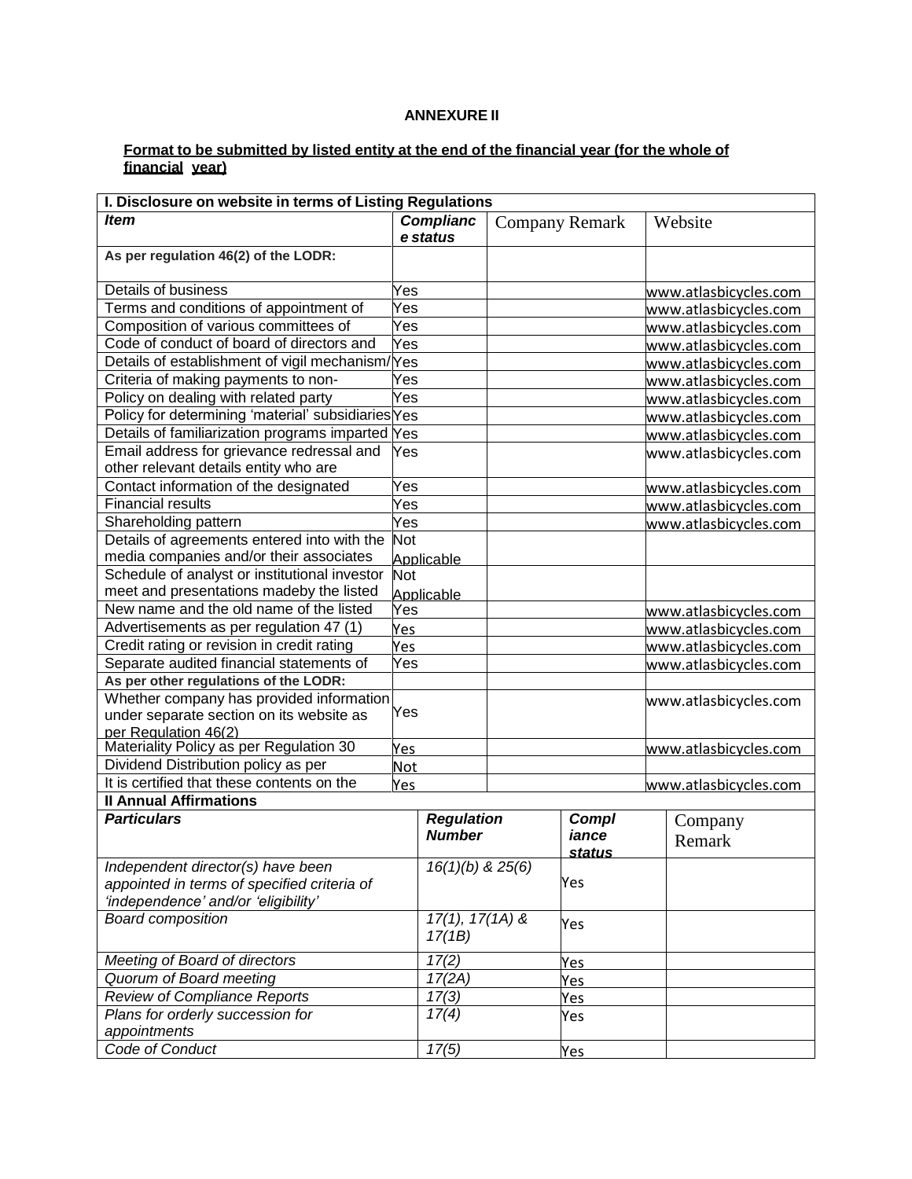**ANNEXURE II**

**Format to be submitted by listed entity at the end of the financial year (for the whole of financial year)**

| I. Disclosure on website in terms of Listing Regulations | | | |
|---|---|---|---|
| ***Item*** | ***Compliance status*** | Company Remark | Website |
| **As per regulation 46(2) of the LODR:** | | | |
| Details of business | Yes | | www.atlasbicycles.com |
| Terms and conditions of appointment of | Yes | | www.atlasbicycles.com |
| Composition of various committees of | Yes | | www.atlasbicycles.com |
| Code of conduct of board of directors and | Yes | | www.atlasbicycles.com |
| Details of establishment of vigil mechanism/ | Yes | | www.atlasbicycles.com |
| Criteria of making payments to non- | Yes | | www.atlasbicycles.com |
| Policy on dealing with related party | Yes | | www.atlasbicycles.com |
| Policy for determining 'material' subsidiaries | Yes | | www.atlasbicycles.com |
| Details of familiarization programs imparted | Yes | | www.atlasbicycles.com |
| Email address for grievance redressal and other relevant details entity who are | Yes | | www.atlasbicycles.com |
| Contact information of the designated | Yes | | www.atlasbicycles.com |
| Financial results | Yes | | www.atlasbicycles.com |
| Shareholding pattern | Yes | | www.atlasbicycles.com |
| Details of agreements entered into with the media companies and/or their associates | Not Applicable | | |
| Schedule of analyst or institutional investor meet and presentations madeby the listed | Not Applicable | | |
| New name and the old name of the listed | Yes | | www.atlasbicycles.com |
| Advertisements as per regulation 47 (1) | Yes | | www.atlasbicycles.com |
| Credit rating or revision in credit rating | Yes | | www.atlasbicycles.com |
| Separate audited financial statements of | Yes | | www.atlasbicycles.com |
| **As per other regulations of the LODR:** | | | |
| Whether company has provided information under separate section on its website as per Regulation 46(2) | Yes | | www.atlasbicycles.com |
| Materiality Policy as per Regulation 30 | Yes | | www.atlasbicycles.com |
| Dividend Distribution policy as per | Not | | |
| It is certified that these contents on the | Yes | | www.atlasbicycles.com |

| **II Annual Affirmations** | | | |
|---|---|---|---|
| ***Particulars*** | ***Regulation Number*** | ***Compliance status*** | Company Remark |
| *Independent director(s) have been appointed in terms of specified criteria of 'independence' and/or 'eligibility'* | *16(1)(b) & 25(6)* | Yes | |
| *Board composition* | *17(1), 17(1A) & 17(1B)* | Yes | |
| *Meeting of Board of directors* | *17(2)* | Yes | |
| *Quorum of Board meeting* | *17(2A)* | Yes | |
| *Review of Compliance Reports* | *17(3)* | Yes | |
| *Plans for orderly succession for appointments* | *17(4)* | Yes | |
| *Code of Conduct* | *17(5)* | Yes | |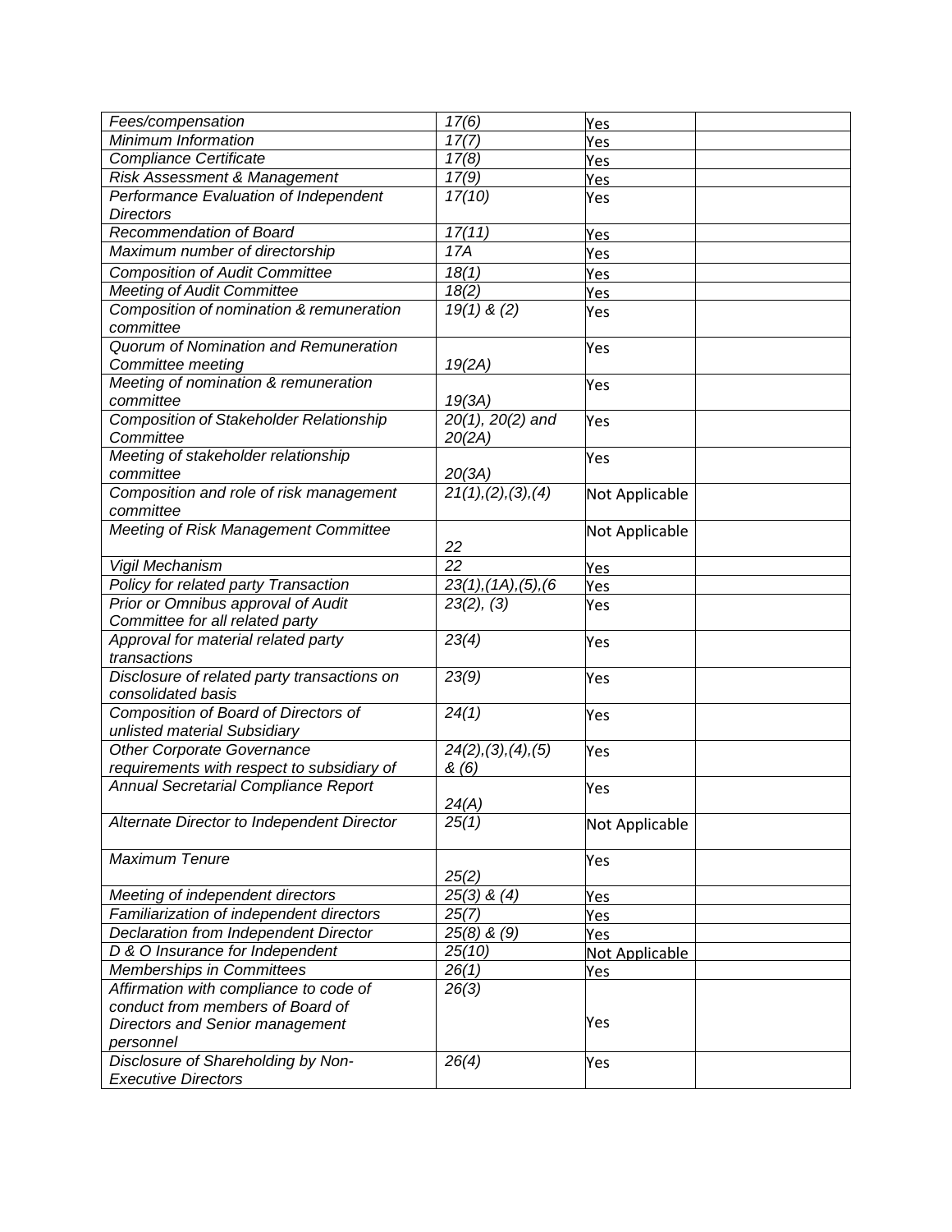| | | | |
|---|---|---|---|
| *Fees/compensation* | *17(6)* | Yes | |
| *Minimum Information* | *17(7)* | Yes | |
| *Compliance Certificate* | *17(8)* | Yes | |
| *Risk Assessment & Management* | *17(9)* | Yes | |
| *Performance Evaluation of Independent Directors* | *17(10)* | Yes | |
| *Recommendation of Board* | *17(11)* | Yes | |
| *Maximum number of directorship* | *17A* | Yes | |
| *Composition of Audit Committee* | *18(1)* | Yes | |
| *Meeting of Audit Committee* | *18(2)* | Yes | |
| *Composition of nomination & remuneration committee* | *19(1) & (2)* | Yes | |
| *Quorum of Nomination and Remuneration Committee meeting* | *19(2A)* | Yes | |
| *Meeting of nomination & remuneration committee* | *19(3A)* | Yes | |
| *Composition of Stakeholder Relationship Committee* | *20(1), 20(2) and 20(2A)* | Yes | |
| *Meeting of stakeholder relationship committee* | *20(3A)* | Yes | |
| *Composition and role of risk management committee* | *21(1),(2),(3),(4)* | Not Applicable | |
| *Meeting of Risk Management Committee* | *22* | Not Applicable | |
| *Vigil Mechanism* | *22* | Yes | |
| *Policy for related party Transaction* | *23(1),(1A),(5),(6* | Yes | |
| *Prior or Omnibus approval of Audit Committee for all related party* | *23(2), (3)* | Yes | |
| *Approval for material related party transactions* | *23(4)* | Yes | |
| *Disclosure of related party transactions on consolidated basis* | *23(9)* | Yes | |
| *Composition of Board of Directors of unlisted material Subsidiary* | *24(1)* | Yes | |
| *Other Corporate Governance requirements with respect to subsidiary of* | *24(2),(3),(4),(5) & (6)* | Yes | |
| *Annual Secretarial Compliance Report* | *24(A)* | Yes | |
| *Alternate Director to Independent Director* | *25(1)* | Not Applicable | |
| *Maximum Tenure* | *25(2)* | Yes | |
| *Meeting of independent directors* | *25(3) & (4)* | Yes | |
| *Familiarization of independent directors* | *25(7)* | Yes | |
| *Declaration from Independent Director* | *25(8) & (9)* | Yes | |
| *D & O Insurance for Independent* | *25(10)* | Not Applicable | |
| *Memberships in Committees* | *26(1)* | Yes | |
| *Affirmation with compliance to code of conduct from members of Board of Directors and Senior management personnel* | *26(3)* | Yes | |
| *Disclosure of Shareholding by Non-Executive Directors* | *26(4)* | Yes | |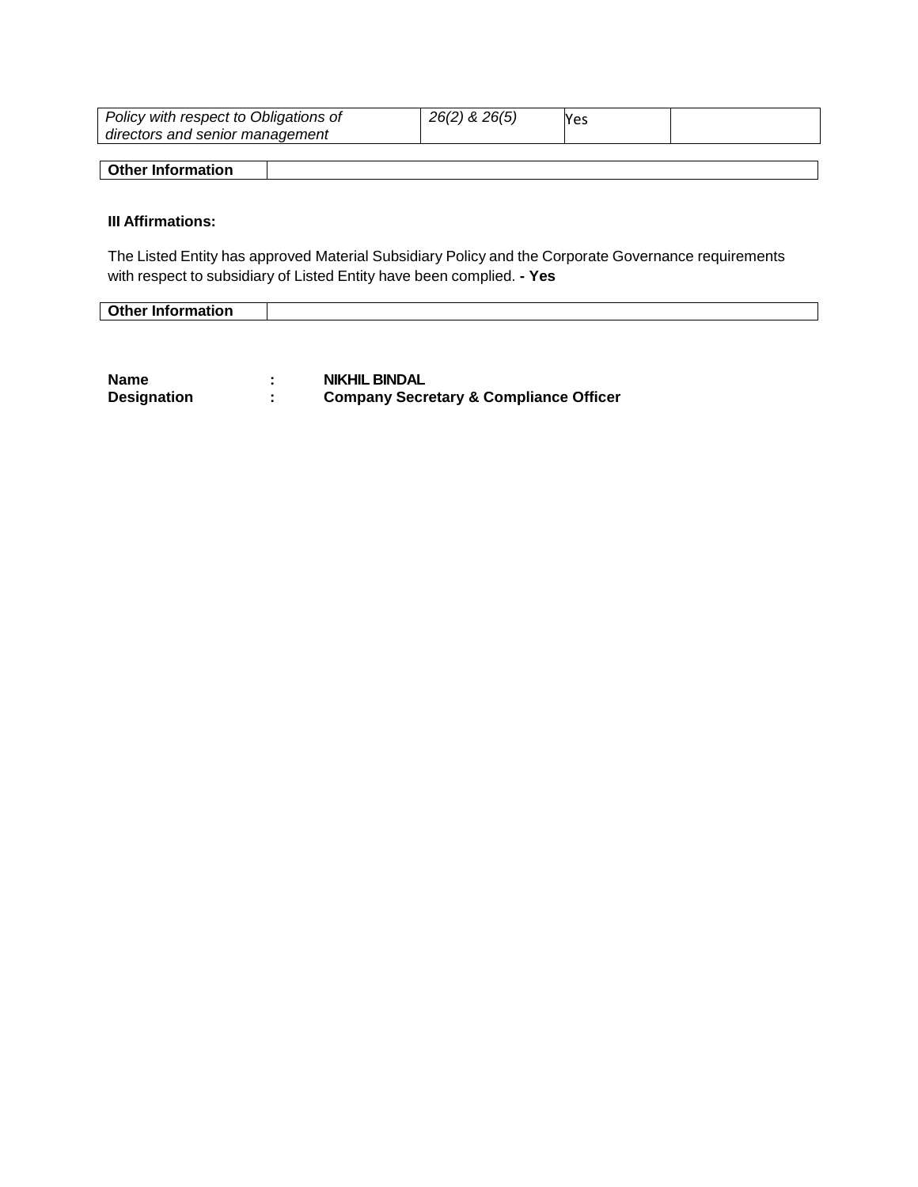| | | | |
|---|---|---|---|
| *Policy with respect to Obligations of directors and senior management* | *26(2) & 26(5)* | Yes | |

| | |
|---|---|
| **Other Information** | |

**III Affirmations:**

The Listed Entity has approved Material Subsidiary Policy and the Corporate Governance requirements with respect to subsidiary of Listed Entity have been complied. **- Yes**

| | |
|---|---|
| **Other Information** | |

**Name** : **NIKHIL BINDAL**
**Designation** : **Company Secretary & Compliance Officer**